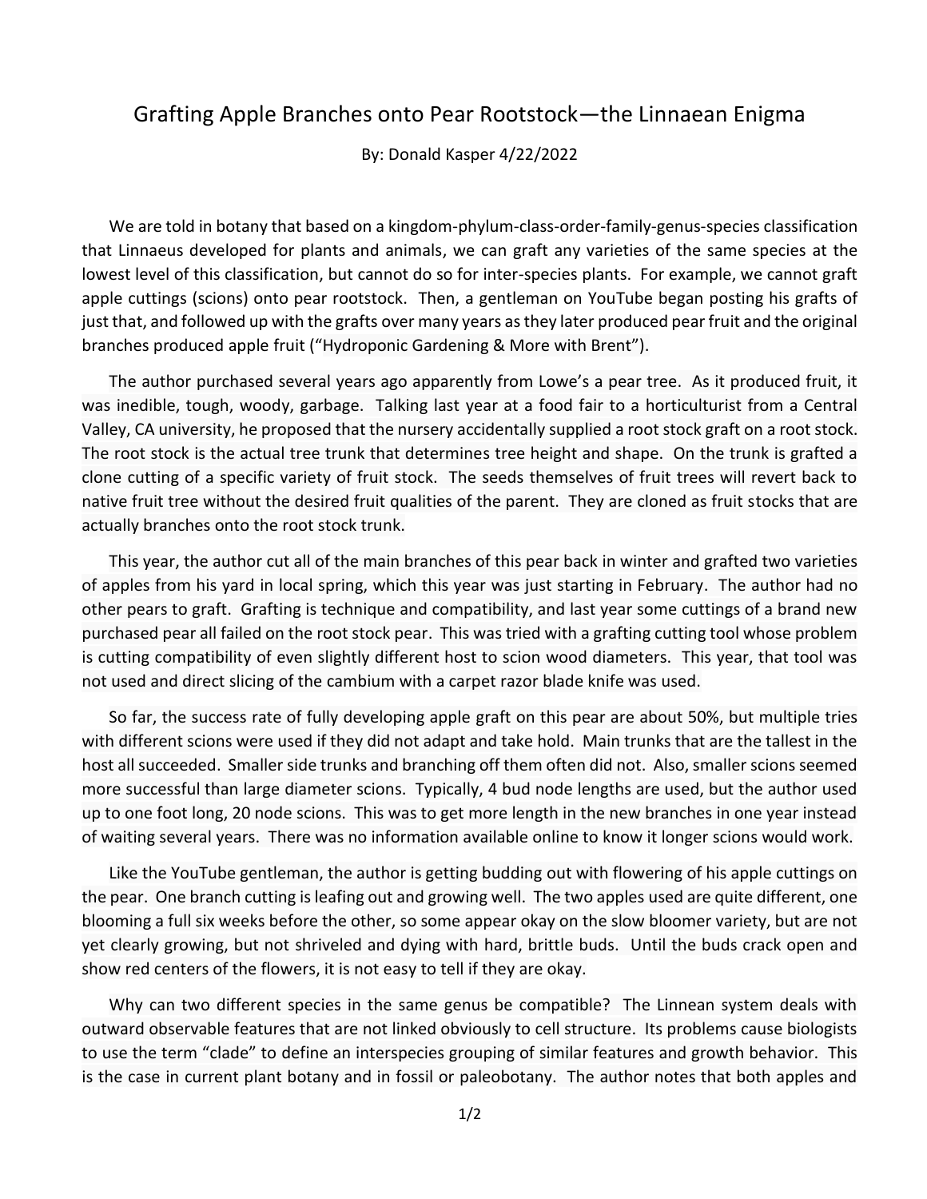# Grafting Apple Branches onto Pear Rootstock—the Linnaean Enigma

By: Donald Kasper 4/22/2022

We are told in botany that based on a kingdom-phylum-class-order-family-genus-species classification that Linnaeus developed for plants and animals, we can graft any varieties of the same species at the lowest level of this classification, but cannot do so for inter-species plants. For example, we cannot graft apple cuttings (scions) onto pear rootstock. Then, a gentleman on YouTube began posting his grafts of just that, and followed up with the grafts over many years as they later produced pear fruit and the original branches produced apple fruit ("Hydroponic Gardening & More with Brent").

The author purchased several years ago apparently from Lowe's a pear tree. As it produced fruit, it was inedible, tough, woody, garbage. Talking last year at a food fair to a horticulturist from a Central Valley, CA university, he proposed that the nursery accidentally supplied a root stock graft on a root stock. The root stock is the actual tree trunk that determines tree height and shape. On the trunk is grafted a clone cutting of a specific variety of fruit stock. The seeds themselves of fruit trees will revert back to native fruit tree without the desired fruit qualities of the parent. They are cloned as fruit stocks that are actually branches onto the root stock trunk.

This year, the author cut all of the main branches of this pear back in winter and grafted two varieties of apples from his yard in local spring, which this year was just starting in February. The author had no other pears to graft. Grafting is technique and compatibility, and last year some cuttings of a brand new purchased pear all failed on the root stock pear. This was tried with a grafting cutting tool whose problem is cutting compatibility of even slightly different host to scion wood diameters. This year, that tool was not used and direct slicing of the cambium with a carpet razor blade knife was used.

So far, the success rate of fully developing apple graft on this pear are about 50%, but multiple tries with different scions were used if they did not adapt and take hold. Main trunks that are the tallest in the host all succeeded. Smaller side trunks and branching off them often did not. Also, smaller scions seemed more successful than large diameter scions. Typically, 4 bud node lengths are used, but the author used up to one foot long, 20 node scions. This was to get more length in the new branches in one year instead of waiting several years. There was no information available online to know it longer scions would work.

Like the YouTube gentleman, the author is getting budding out with flowering of his apple cuttings on the pear. One branch cutting is leafing out and growing well. The two apples used are quite different, one blooming a full six weeks before the other, so some appear okay on the slow bloomer variety, but are not yet clearly growing, but not shriveled and dying with hard, brittle buds. Until the buds crack open and show red centers of the flowers, it is not easy to tell if they are okay.

Why can two different species in the same genus be compatible? The Linnean system deals with outward observable features that are not linked obviously to cell structure. Its problems cause biologists to use the term "clade" to define an interspecies grouping of similar features and growth behavior. This is the case in current plant botany and in fossil or paleobotany. The author notes that both apples and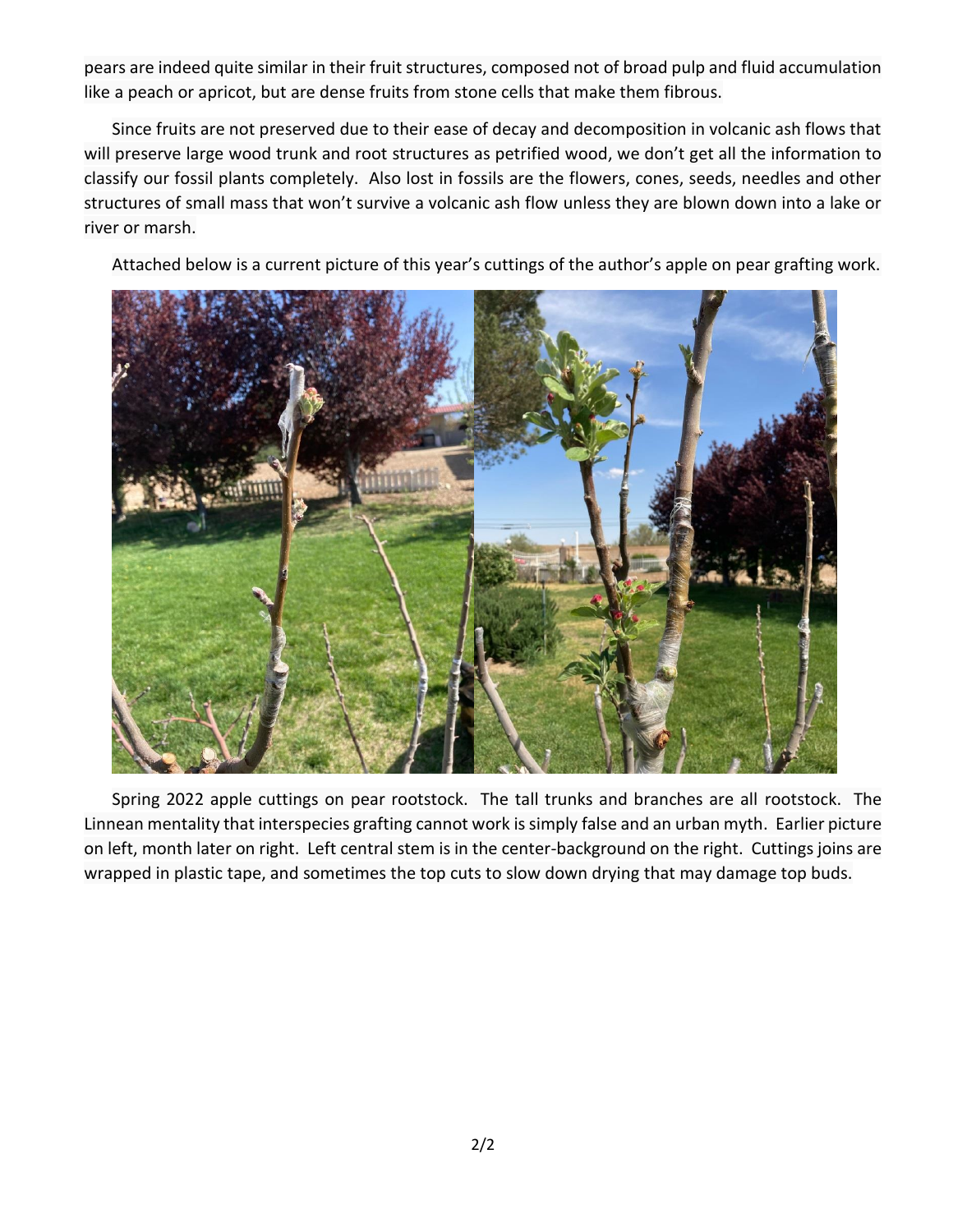pears are indeed quite similar in their fruit structures, composed not of broad pulp and fluid accumulation like a peach or apricot, but are dense fruits from stone cells that make them fibrous.

Since fruits are not preserved due to their ease of decay and decomposition in volcanic ash flows that will preserve large wood trunk and root structures as petrified wood, we don't get all the information to classify our fossil plants completely. Also lost in fossils are the flowers, cones, seeds, needles and other structures of small mass that won't survive a volcanic ash flow unless they are blown down into a lake or river or marsh.

Attached below is a current picture of this year's cuttings of the author's apple on pear grafting work.

Spring 2022 apple cuttings on pear rootstock. The tall trunks and branches are all rootstock. The Linnean mentality that interspecies grafting cannot work is simply false and an urban myth. Earlier picture on left, month later on right. Left central stem is in the center-background on the right. Cuttings joins are wrapped in plastic tape, and sometimes the top cuts to slow down drying that may damage top buds.